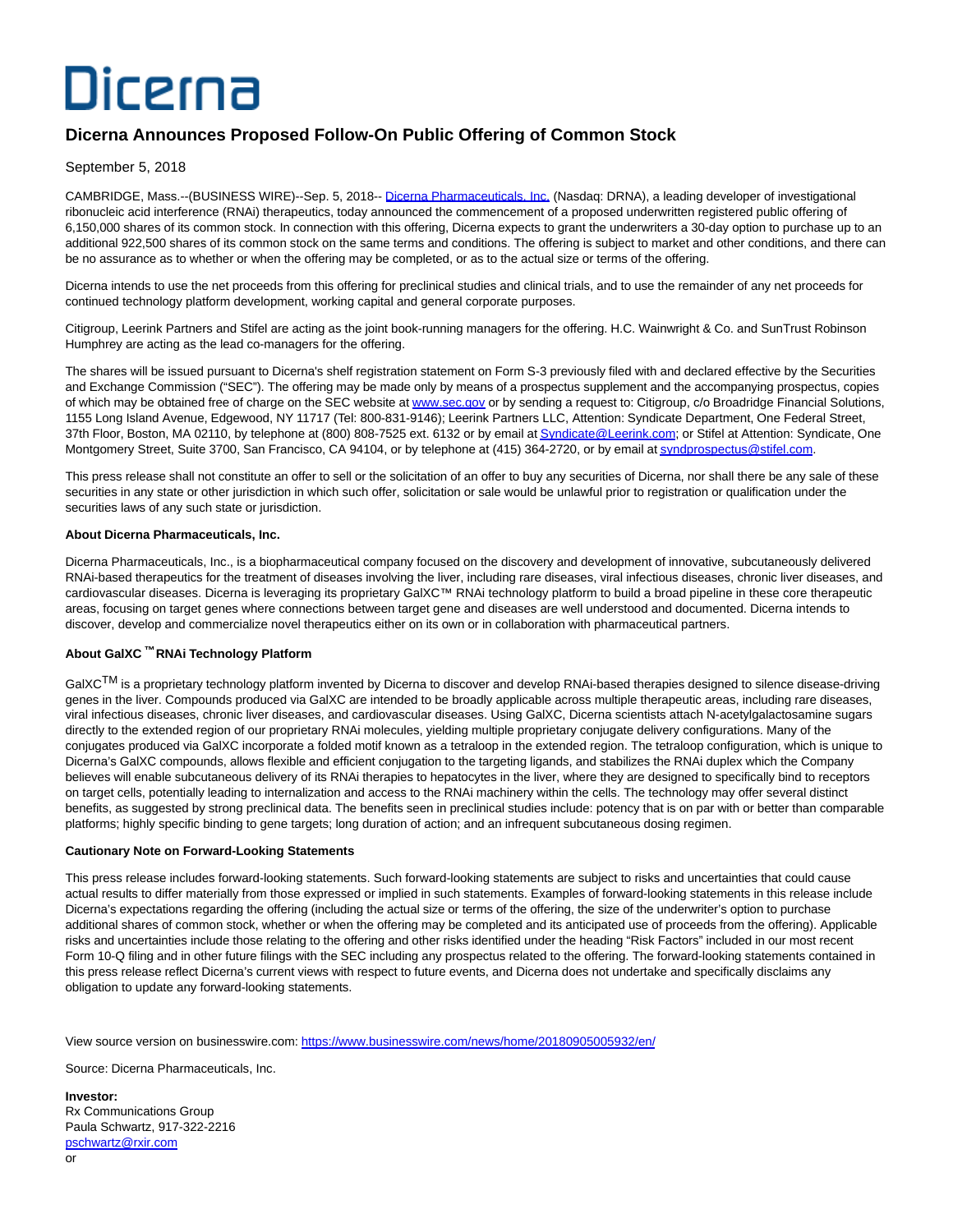Dicerna

# Dicerna Announces Proposed Follow-On Public Offering of Common Stock

September 5, 2018

CAMBRIDGE, Mass.--(BUSINESS WIRE)--Sep. 5, 2018-- Dicerna Pharmaceuticals, Inc. (Nasdaq: DRNA), a leading developer of investigational ribonucleic acid interference (RNAi) therapeutics, today announced the commencement of a proposed underwritten registered public offering of 6,150,000 shares of its common stock. In connection with this offering, Dicerna expects to grant the underwriters a 30-day option to purchase up to an additional 922,500 shares of its common stock on the same terms and conditions. The offering is subject to market and other conditions, and there can be no assurance as to whether or when the offering may be completed, or as to the actual size or terms of the offering.

Dicerna intends to use the net proceeds from this offering for preclinical studies and clinical trials, and to use the remainder of any net proceeds for continued technology platform development, working capital and general corporate purposes.

Citigroup, Leerink Partners and Stifel are acting as the joint book-running managers for the offering. H.C. Wainwright & Co. and SunTrust Robinson Humphrey are acting as the lead co-managers for the offering.

The shares will be issued pursuant to Dicerna's shelf registration statement on Form S-3 previously filed with and declared effective by the Securities and Exchange Commission ("SEC"). The offering may be made only by means of a prospectus supplement and the accompanying prospectus, copies of which may be obtained free of charge on the SEC website at www.sec.gov or by sending a request to: Citigroup, c/o Broadridge Financial Solutions, 1155 Long Island Avenue, Edgewood, NY 11717 (Tel: 800-831-9146); Leerink Partners LLC, Attention: Syndicate Department, One Federal Street, 37th Floor, Boston, MA 02110, by telephone at (800) 808-7525 ext. 6132 or by email at Syndicate@Leerink.com; or Stifel at Attention: Syndicate, One Montgomery Street, Suite 3700, San Francisco, CA 94104, or by telephone at (415) 364-2720, or by email at syndprospectus@stifel.com.

This press release shall not constitute an offer to sell or the solicitation of an offer to buy any securities of Dicerna, nor shall there be any sale of these securities in any state or other jurisdiction in which such offer, solicitation or sale would be unlawful prior to registration or qualification under the securities laws of any such state or jurisdiction.

**About Dicerna Pharmaceuticals, Inc.**

Dicerna Pharmaceuticals, Inc., is a biopharmaceutical company focused on the discovery and development of innovative, subcutaneously delivered RNAi-based therapeutics for the treatment of diseases involving the liver, including rare diseases, viral infectious diseases, chronic liver diseases, and cardiovascular diseases. Dicerna is leveraging its proprietary GalXC™ RNAi technology platform to build a broad pipeline in these core therapeutic areas, focusing on target genes where connections between target gene and diseases are well understood and documented. Dicerna intends to discover, develop and commercialize novel therapeutics either on its own or in collaboration with pharmaceutical partners.

**About GalXC™ RNAi Technology Platform**

GalXC™ is a proprietary technology platform invented by Dicerna to discover and develop RNAi-based therapies designed to silence disease-driving genes in the liver. Compounds produced via GalXC are intended to be broadly applicable across multiple therapeutic areas, including rare diseases, viral infectious diseases, chronic liver diseases, and cardiovascular diseases. Using GalXC, Dicerna scientists attach N-acetylgalactosamine sugars directly to the extended region of our proprietary RNAi molecules, yielding multiple proprietary conjugate delivery configurations. Many of the conjugates produced via GalXC incorporate a folded motif known as a tetraloop in the extended region. The tetraloop configuration, which is unique to Dicerna's GalXC compounds, allows flexible and efficient conjugation to the targeting ligands, and stabilizes the RNAi duplex which the Company believes will enable subcutaneous delivery of its RNAi therapies to hepatocytes in the liver, where they are designed to specifically bind to receptors on target cells, potentially leading to internalization and access to the RNAi machinery within the cells. The technology may offer several distinct benefits, as suggested by strong preclinical data. The benefits seen in preclinical studies include: potency that is on par with or better than comparable platforms; highly specific binding to gene targets; long duration of action; and an infrequent subcutaneous dosing regimen.

**Cautionary Note on Forward-Looking Statements**

This press release includes forward-looking statements. Such forward-looking statements are subject to risks and uncertainties that could cause actual results to differ materially from those expressed or implied in such statements. Examples of forward-looking statements in this release include Dicerna's expectations regarding the offering (including the actual size or terms of the offering, the size of the underwriter's option to purchase additional shares of common stock, whether or when the offering may be completed and its anticipated use of proceeds from the offering). Applicable risks and uncertainties include those relating to the offering and other risks identified under the heading "Risk Factors" included in our most recent Form 10-Q filing and in other future filings with the SEC including any prospectus related to the offering. The forward-looking statements contained in this press release reflect Dicerna's current views with respect to future events, and Dicerna does not undertake and specifically disclaims any obligation to update any forward-looking statements.

View source version on businesswire.com: https://www.businesswire.com/news/home/20180905005932/en/

Source: Dicerna Pharmaceuticals, Inc.

**Investor:**
Rx Communications Group
Paula Schwartz, 917-322-2216
pschwartz@rxir.com
or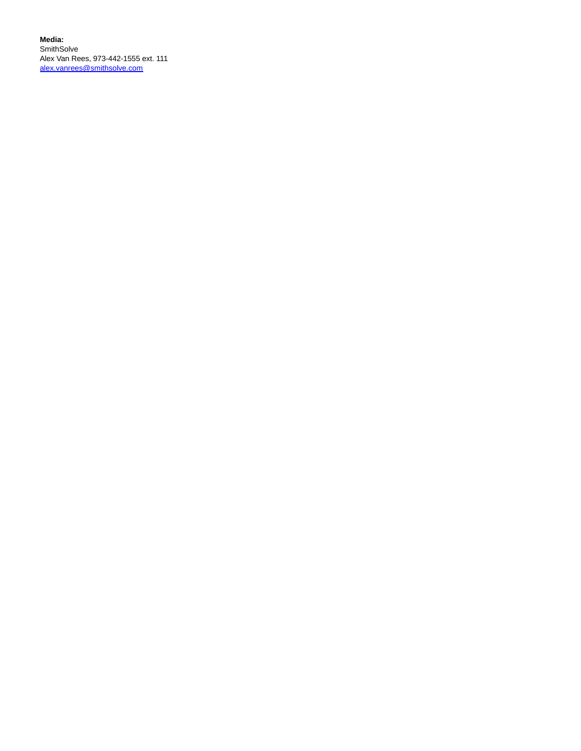**Media:**
SmithSolve
Alex Van Rees, 973-442-1555 ext. 111
alex.vanrees@smithsolve.com